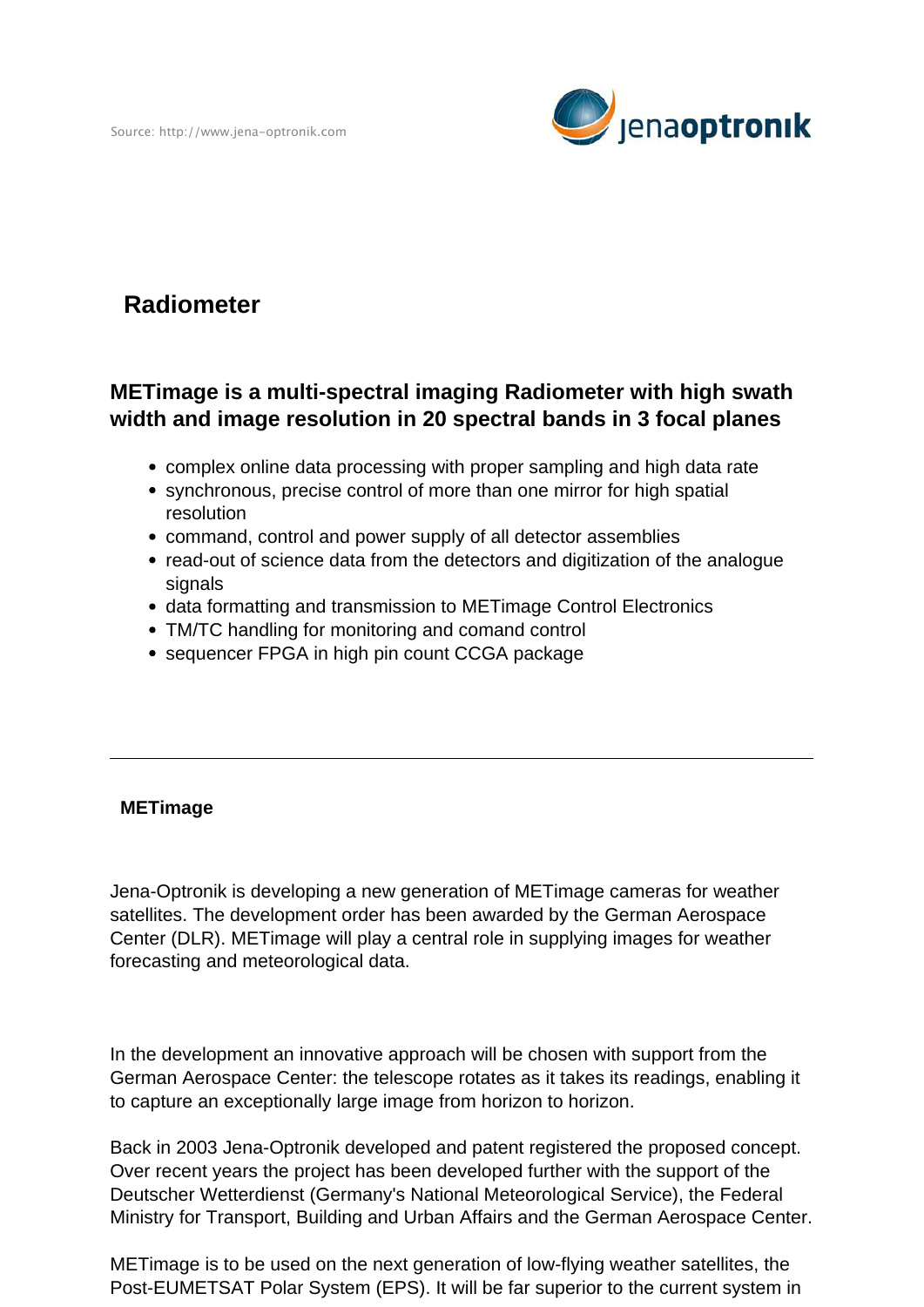Source: http://www.jena-optronik.com

# Radiometer

## METimage is a multi-spectral imaging Radiometer with high swath width and image resolution in 20 spectral bands in 3 focal planes

- complex online data processing with proper sampling and high data rate
- synchronous, precise control of more than one mirror for high spatial resolution
- command, control and power supply of all detector assemblies
- read-out of science data from the detectors and digitization of the analogue signals
- data formatting and transmission to METimage Control Electronics
- TM/TC handling for monitoring and comand control
- sequencer FPGA in high pin count CCGA package

---

### METimage

Jena-Optronik is developing a new generation of METimage cameras for weather satellites. The development order has been awarded by the German Aerospace Center (DLR). METimage will play a central role in supplying images for weather forecasting and meteorological data.

In the development an innovative approach will be chosen with support from the German Aerospace Center: the telescope rotates as it takes its readings, enabling it to capture an exceptionally large image from horizon to horizon.

Back in 2003 Jena-Optronik developed and patent registered the proposed concept. Over recent years the project has been developed further with the support of the Deutscher Wetterdienst (Germany's National Meteorological Service), the Federal Ministry for Transport, Building and Urban Affairs and the German Aerospace Center.

METimage is to be used on the next generation of low-flying weather satellites, the Post-EUMETSAT Polar System (EPS). It will be far superior to the current system in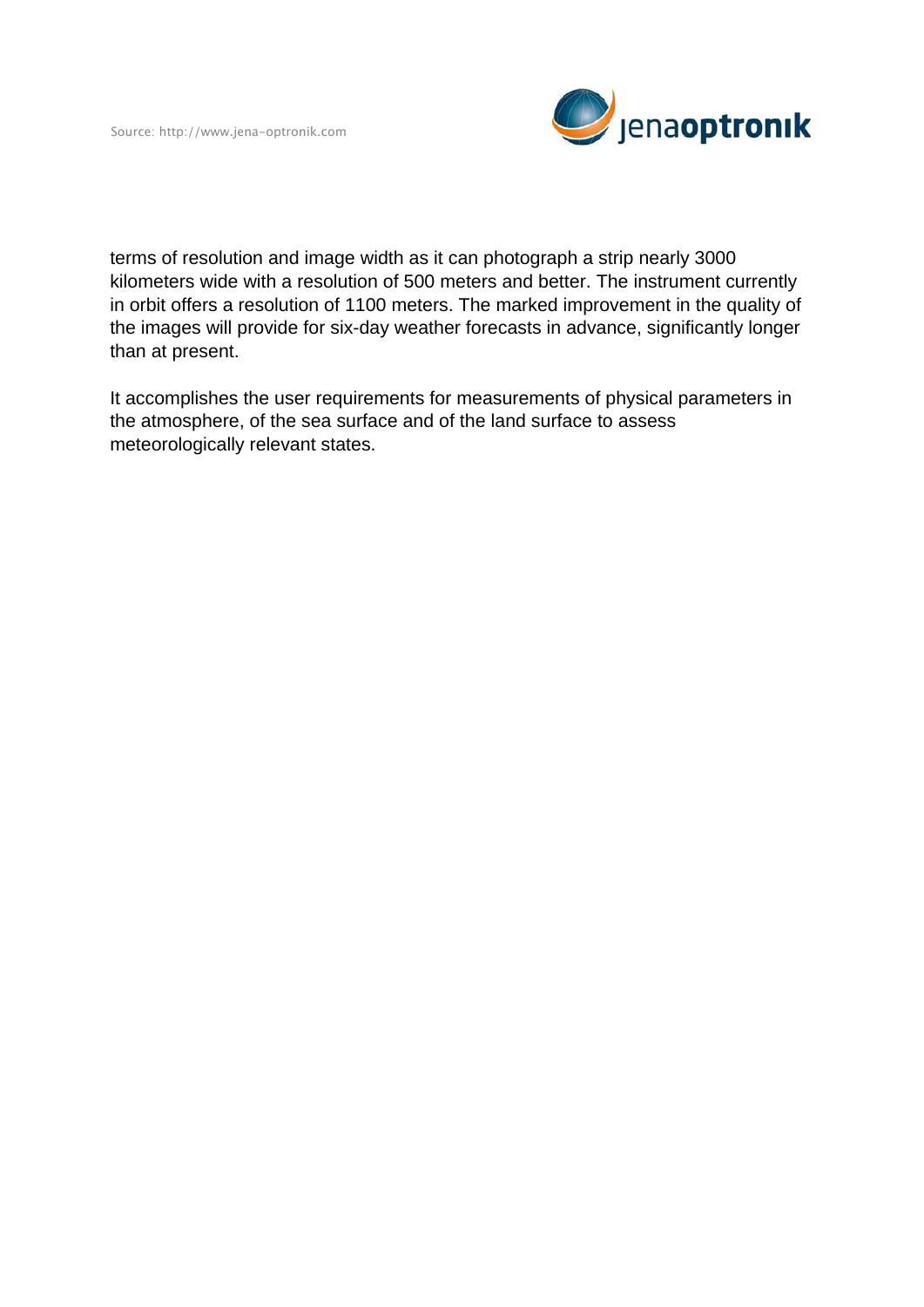terms of resolution and image width as it can photograph a strip nearly 3000 kilometers wide with a resolution of 500 meters and better. The instrument currently in orbit offers a resolution of 1100 meters. The marked improvement in the quality of the images will provide for six-day weather forecasts in advance, significantly longer than at present.

It accomplishes the user requirements for measurements of physical parameters in the atmosphere, of the sea surface and of the land surface to assess meteorologically relevant states.